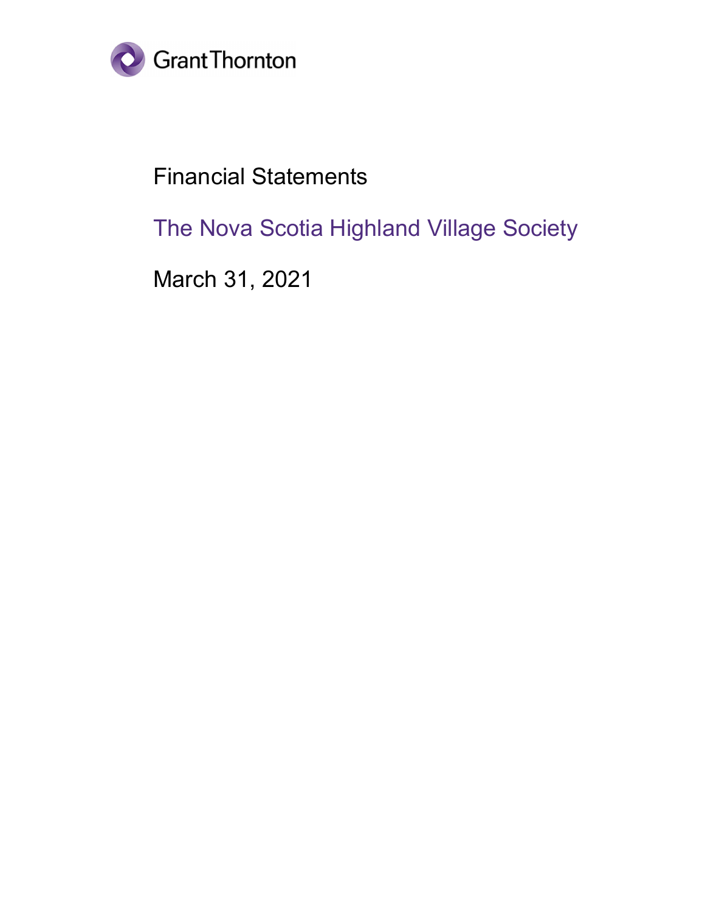Grant Thornton

# Financial Statements

## The Nova Scotia Highland Village Society

March 31, 2021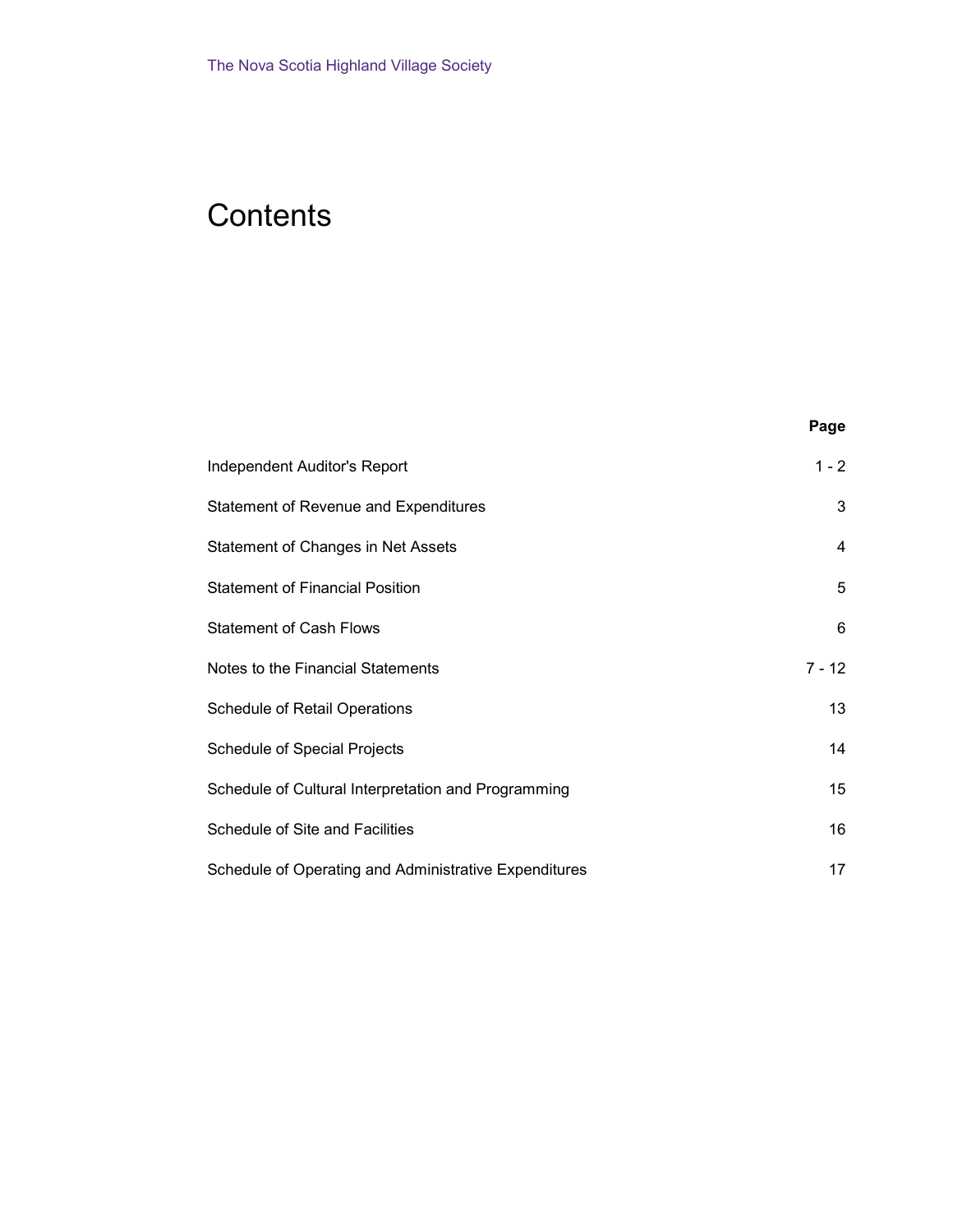# Contents

| | Page |
|---|---|
| Independent Auditor's Report | 1 - 2 |
| Statement of Revenue and Expenditures | 3 |
| Statement of Changes in Net Assets | 4 |
| Statement of Financial Position | 5 |
| Statement of Cash Flows | 6 |
| Notes to the Financial Statements | 7 - 12 |
| Schedule of Retail Operations | 13 |
| Schedule of Special Projects | 14 |
| Schedule of Cultural Interpretation and Programming | 15 |
| Schedule of Site and Facilities | 16 |
| Schedule of Operating and Administrative Expenditures | 17 |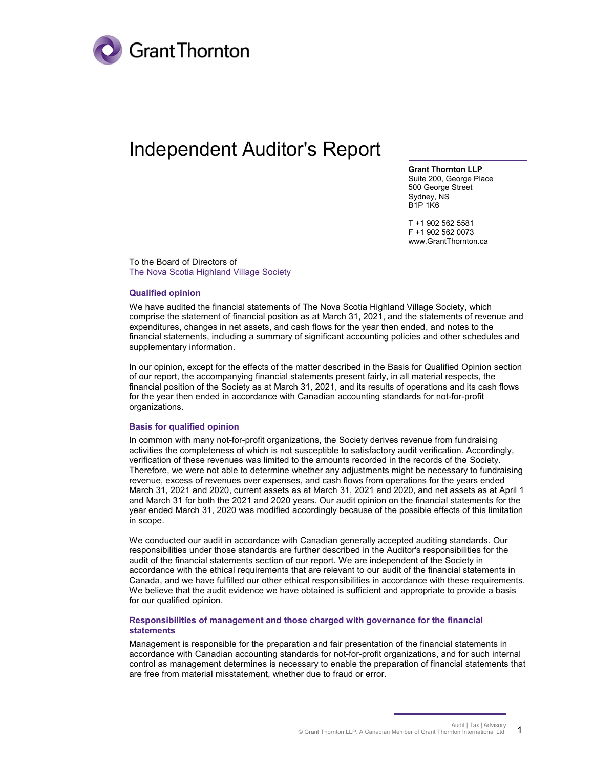# Independent Auditor's Report

**Grant Thornton LLP**
Suite 200, George Place
500 George Street
Sydney, NS
B1P 1K6

T +1 902 562 5581
F +1 902 562 0073
www.GrantThornton.ca

To the Board of Directors of
The Nova Scotia Highland Village Society

### Qualified opinion

We have audited the financial statements of The Nova Scotia Highland Village Society, which comprise the statement of financial position as at March 31, 2021, and the statements of revenue and expenditures, changes in net assets, and cash flows for the year then ended, and notes to the financial statements, including a summary of significant accounting policies and other schedules and supplementary information.

In our opinion, except for the effects of the matter described in the Basis for Qualified Opinion section of our report, the accompanying financial statements present fairly, in all material respects, the financial position of the Society as at March 31, 2021, and its results of operations and its cash flows for the year then ended in accordance with Canadian accounting standards for not-for-profit organizations.

### Basis for qualified opinion

In common with many not-for-profit organizations, the Society derives revenue from fundraising activities the completeness of which is not susceptible to satisfactory audit verification. Accordingly, verification of these revenues was limited to the amounts recorded in the records of the Society. Therefore, we were not able to determine whether any adjustments might be necessary to fundraising revenue, excess of revenues over expenses, and cash flows from operations for the years ended March 31, 2021 and 2020, current assets as at March 31, 2021 and 2020, and net assets as at April 1 and March 31 for both the 2021 and 2020 years. Our audit opinion on the financial statements for the year ended March 31, 2020 was modified accordingly because of the possible effects of this limitation in scope.

We conducted our audit in accordance with Canadian generally accepted auditing standards. Our responsibilities under those standards are further described in the Auditor's responsibilities for the audit of the financial statements section of our report. We are independent of the Society in accordance with the ethical requirements that are relevant to our audit of the financial statements in Canada, and we have fulfilled our other ethical responsibilities in accordance with these requirements. We believe that the audit evidence we have obtained is sufficient and appropriate to provide a basis for our qualified opinion.

### Responsibilities of management and those charged with governance for the financial statements

Management is responsible for the preparation and fair presentation of the financial statements in accordance with Canadian accounting standards for not-for-profit organizations, and for such internal control as management determines is necessary to enable the preparation of financial statements that are free from material misstatement, whether due to fraud or error.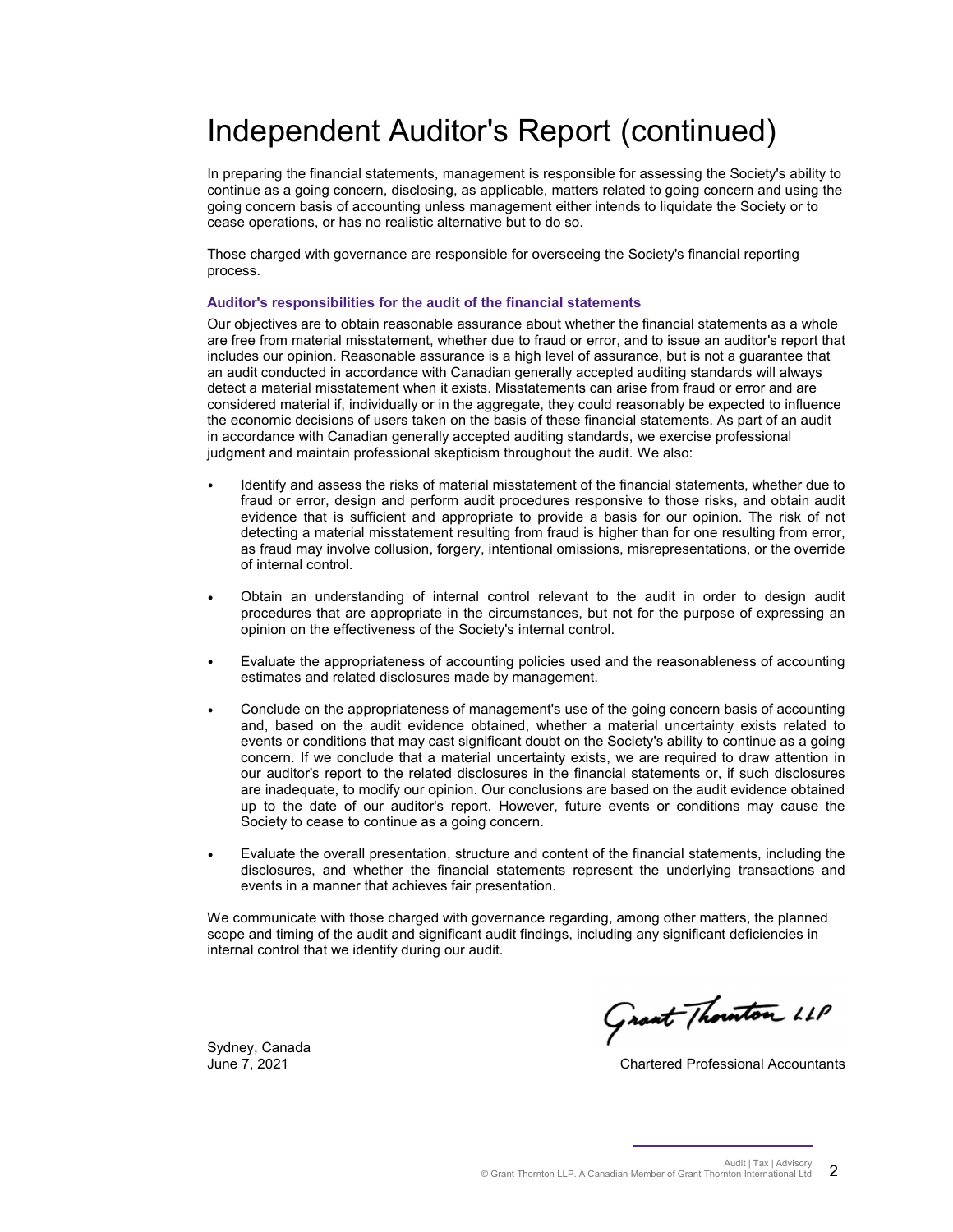# Independent Auditor's Report (continued)

In preparing the financial statements, management is responsible for assessing the Society's ability to continue as a going concern, disclosing, as applicable, matters related to going concern and using the going concern basis of accounting unless management either intends to liquidate the Society or to cease operations, or has no realistic alternative but to do so.

Those charged with governance are responsible for overseeing the Society's financial reporting process.

**Auditor's responsibilities for the audit of the financial statements**

Our objectives are to obtain reasonable assurance about whether the financial statements as a whole are free from material misstatement, whether due to fraud or error, and to issue an auditor's report that includes our opinion. Reasonable assurance is a high level of assurance, but is not a guarantee that an audit conducted in accordance with Canadian generally accepted auditing standards will always detect a material misstatement when it exists. Misstatements can arise from fraud or error and are considered material if, individually or in the aggregate, they could reasonably be expected to influence the economic decisions of users taken on the basis of these financial statements. As part of an audit in accordance with Canadian generally accepted auditing standards, we exercise professional judgment and maintain professional skepticism throughout the audit. We also:

- Identify and assess the risks of material misstatement of the financial statements, whether due to fraud or error, design and perform audit procedures responsive to those risks, and obtain audit evidence that is sufficient and appropriate to provide a basis for our opinion. The risk of not detecting a material misstatement resulting from fraud is higher than for one resulting from error, as fraud may involve collusion, forgery, intentional omissions, misrepresentations, or the override of internal control.

- Obtain an understanding of internal control relevant to the audit in order to design audit procedures that are appropriate in the circumstances, but not for the purpose of expressing an opinion on the effectiveness of the Society's internal control.

- Evaluate the appropriateness of accounting policies used and the reasonableness of accounting estimates and related disclosures made by management.

- Conclude on the appropriateness of management's use of the going concern basis of accounting and, based on the audit evidence obtained, whether a material uncertainty exists related to events or conditions that may cast significant doubt on the Society's ability to continue as a going concern. If we conclude that a material uncertainty exists, we are required to draw attention in our auditor's report to the related disclosures in the financial statements or, if such disclosures are inadequate, to modify our opinion. Our conclusions are based on the audit evidence obtained up to the date of our auditor's report. However, future events or conditions may cause the Society to cease to continue as a going concern.

- Evaluate the overall presentation, structure and content of the financial statements, including the disclosures, and whether the financial statements represent the underlying transactions and events in a manner that achieves fair presentation.

We communicate with those charged with governance regarding, among other matters, the planned scope and timing of the audit and significant audit findings, including any significant deficiencies in internal control that we identify during our audit.

Grant Thornton LLP

Sydney, Canada
June 7, 2021

Chartered Professional Accountants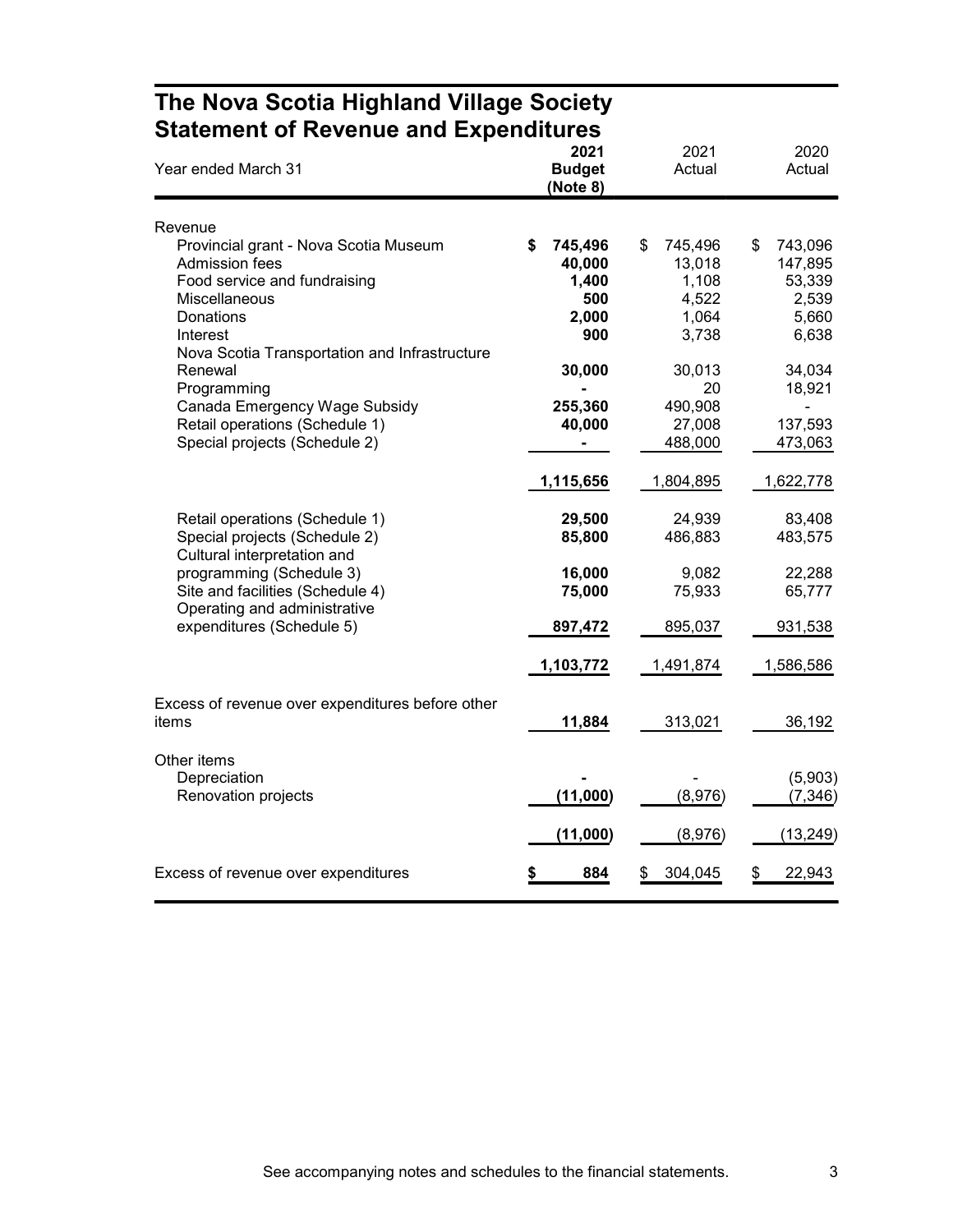# The Nova Scotia Highland Village Society
## Statement of Revenue and Expenditures

| Year ended March 31 | 2021 Budget (Note 8) | 2021 Actual | 2020 Actual |
|---|---|---|---|
| Revenue | | | |
| Provincial grant - Nova Scotia Museum | **$ 745,496** | $ 745,496 | $ 743,096 |
| Admission fees | **40,000** | 13,018 | 147,895 |
| Food service and fundraising | **1,400** | 1,108 | 53,339 |
| Miscellaneous | **500** | 4,522 | 2,539 |
| Donations | **2,000** | 1,064 | 5,660 |
| Interest | **900** | 3,738 | 6,638 |
| Nova Scotia Transportation and Infrastructure Renewal | **30,000** | 30,013 | 34,034 |
| Programming | **-** | 20 | 18,921 |
| Canada Emergency Wage Subsidy | **255,360** | 490,908 | - |
| Retail operations (Schedule 1) | **40,000** | 27,008 | 137,593 |
| Special projects (Schedule 2) | **-** | 488,000 | 473,063 |
| | **1,115,656** | 1,804,895 | 1,622,778 |
| Retail operations (Schedule 1) | **29,500** | 24,939 | 83,408 |
| Special projects (Schedule 2) | **85,800** | 486,883 | 483,575 |
| Cultural interpretation and programming (Schedule 3) | **16,000** | 9,082 | 22,288 |
| Site and facilities (Schedule 4) | **75,000** | 75,933 | 65,777 |
| Operating and administrative expenditures (Schedule 5) | **897,472** | 895,037 | 931,538 |
| | **1,103,772** | 1,491,874 | 1,586,586 |
| Excess of revenue over expenditures before other items | **11,884** | 313,021 | 36,192 |
| Other items | | | |
| Depreciation | **-** | - | (5,903) |
| Renovation projects | **(11,000)** | (8,976) | (7,346) |
| | **(11,000)** | (8,976) | (13,249) |
| Excess of revenue over expenditures | **$ 884** | $ 304,045 | $ 22,943 |

See accompanying notes and schedules to the financial statements.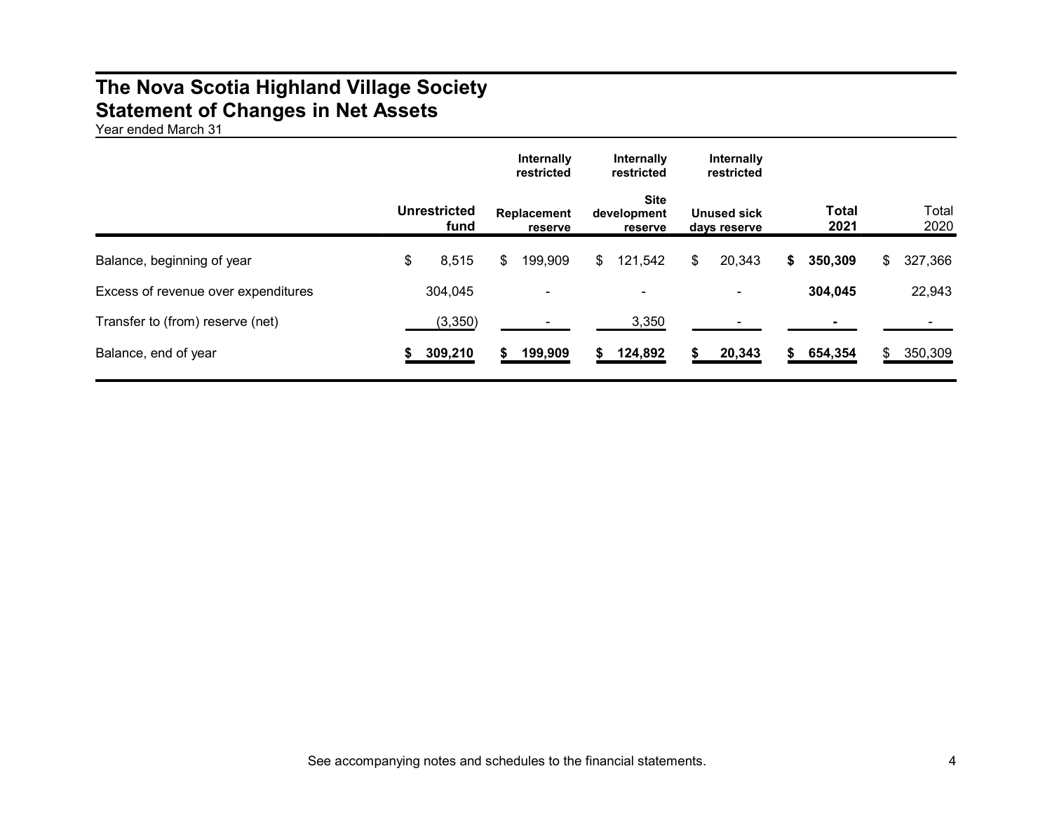# The Nova Scotia Highland Village Society
## Statement of Changes in Net Assets
Year ended March 31

| | Unrestricted fund | Internally restricted Replacement reserve | Internally restricted Site development reserve | Internally restricted Unused sick days reserve | **Total 2021** | Total 2020 |
|---|---|---|---|---|---|---|
| Balance, beginning of year | $ 8,515 | $ 199,909 | $ 121,542 | $ 20,343 | **$ 350,309** | $ 327,366 |
| Excess of revenue over expenditures | 304,045 | - | - | - | **304,045** | 22,943 |
| Transfer to (from) reserve (net) | (3,350) | - | 3,350 | - | **-** | - |
| Balance, end of year | **$ 309,210** | **$ 199,909** | **$ 124,892** | **$ 20,343** | **$ 654,354** | $ 350,309 |

See accompanying notes and schedules to the financial statements.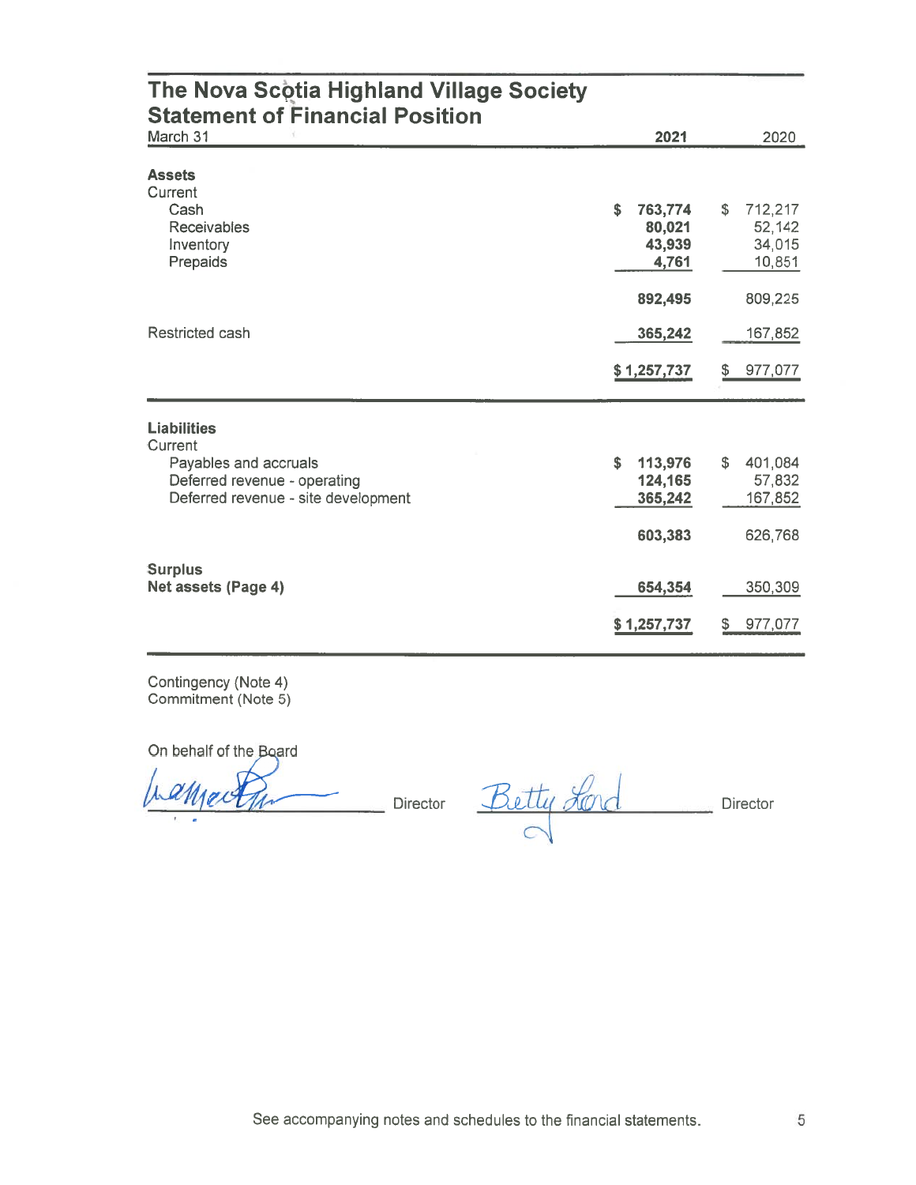# The Nova Scotia Highland Village Society
## Statement of Financial Position

| March 31 | 2021 | 2020 |
|---|---|---|
| **Assets** | | |
| Current | | |
| Cash | $ 763,774 | $ 712,217 |
| Receivables | 80,021 | 52,142 |
| Inventory | 43,939 | 34,015 |
| Prepaids | 4,761 | 10,851 |
| | 892,495 | 809,225 |
| Restricted cash | 365,242 | 167,852 |
| | $ 1,257,737 | $ 977,077 |
| **Liabilities** | | |
| Current | | |
| Payables and accruals | $ 113,976 | $ 401,084 |
| Deferred revenue - operating | 124,165 | 57,832 |
| Deferred revenue - site development | 365,242 | 167,852 |
| | 603,383 | 626,768 |
| **Surplus** | | |
| **Net assets (Page 4)** | 654,354 | 350,309 |
| | $ 1,257,737 | $ 977,077 |

Contingency (Note 4)
Commitment (Note 5)

On behalf of the Board

_______________ Director _______________ Director

See accompanying notes and schedules to the financial statements.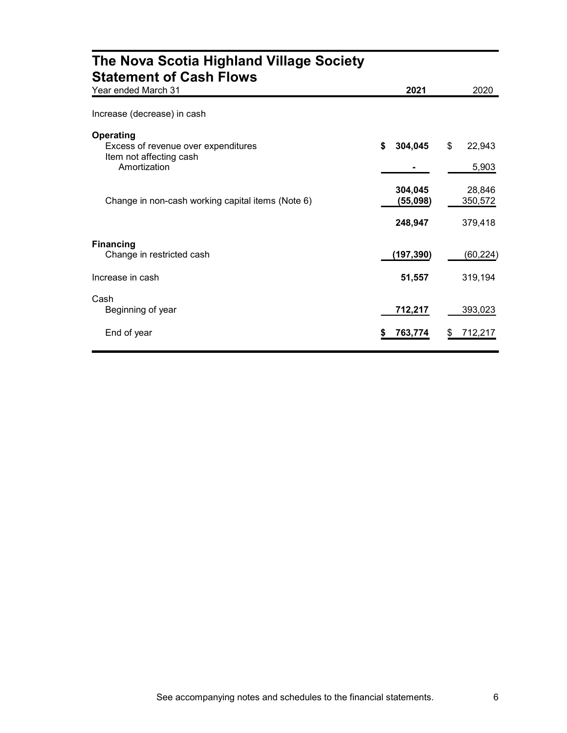# The Nova Scotia Highland Village Society
## Statement of Cash Flows

| Year ended March 31 | 2021 | 2020 |
|---|---|---|
| Increase (decrease) in cash | | |
| **Operating** | | |
| Excess of revenue over expenditures | **$ 304,045** | $ 22,943 |
| Item not affecting cash | | |
| Amortization | **-** | 5,903 |
| | **304,045** | 28,846 |
| Change in non-cash working capital items (Note 6) | **(55,098)** | 350,572 |
| | **248,947** | 379,418 |
| **Financing** | | |
| Change in restricted cash | **(197,390)** | (60,224) |
| Increase in cash | **51,557** | 319,194 |
| Cash | | |
| Beginning of year | **712,217** | 393,023 |
| End of year | **$ 763,774** | $ 712,217 |

See accompanying notes and schedules to the financial statements.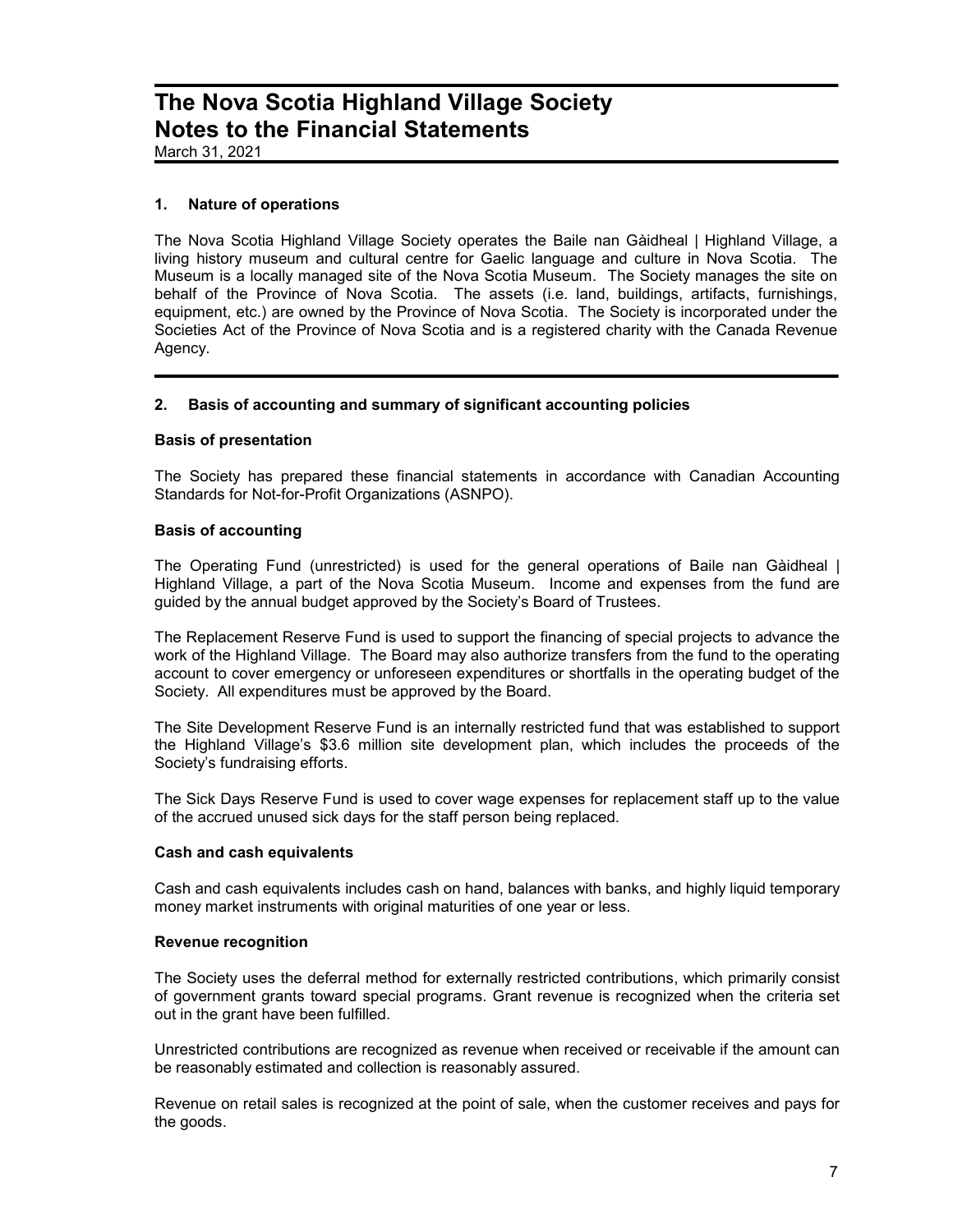# The Nova Scotia Highland Village Society
# Notes to the Financial Statements

March 31, 2021

## 1. Nature of operations

The Nova Scotia Highland Village Society operates the Baile nan Gàidheal | Highland Village, a living history museum and cultural centre for Gaelic language and culture in Nova Scotia. The Museum is a locally managed site of the Nova Scotia Museum. The Society manages the site on behalf of the Province of Nova Scotia. The assets (i.e. land, buildings, artifacts, furnishings, equipment, etc.) are owned by the Province of Nova Scotia. The Society is incorporated under the Societies Act of the Province of Nova Scotia and is a registered charity with the Canada Revenue Agency.

## 2. Basis of accounting and summary of significant accounting policies

### Basis of presentation

The Society has prepared these financial statements in accordance with Canadian Accounting Standards for Not-for-Profit Organizations (ASNPO).

### Basis of accounting

The Operating Fund (unrestricted) is used for the general operations of Baile nan Gàidheal | Highland Village, a part of the Nova Scotia Museum. Income and expenses from the fund are guided by the annual budget approved by the Society's Board of Trustees.

The Replacement Reserve Fund is used to support the financing of special projects to advance the work of the Highland Village. The Board may also authorize transfers from the fund to the operating account to cover emergency or unforeseen expenditures or shortfalls in the operating budget of the Society. All expenditures must be approved by the Board.

The Site Development Reserve Fund is an internally restricted fund that was established to support the Highland Village's $3.6 million site development plan, which includes the proceeds of the Society's fundraising efforts.

The Sick Days Reserve Fund is used to cover wage expenses for replacement staff up to the value of the accrued unused sick days for the staff person being replaced.

### Cash and cash equivalents

Cash and cash equivalents includes cash on hand, balances with banks, and highly liquid temporary money market instruments with original maturities of one year or less.

### Revenue recognition

The Society uses the deferral method for externally restricted contributions, which primarily consist of government grants toward special programs. Grant revenue is recognized when the criteria set out in the grant have been fulfilled.

Unrestricted contributions are recognized as revenue when received or receivable if the amount can be reasonably estimated and collection is reasonably assured.

Revenue on retail sales is recognized at the point of sale, when the customer receives and pays for the goods.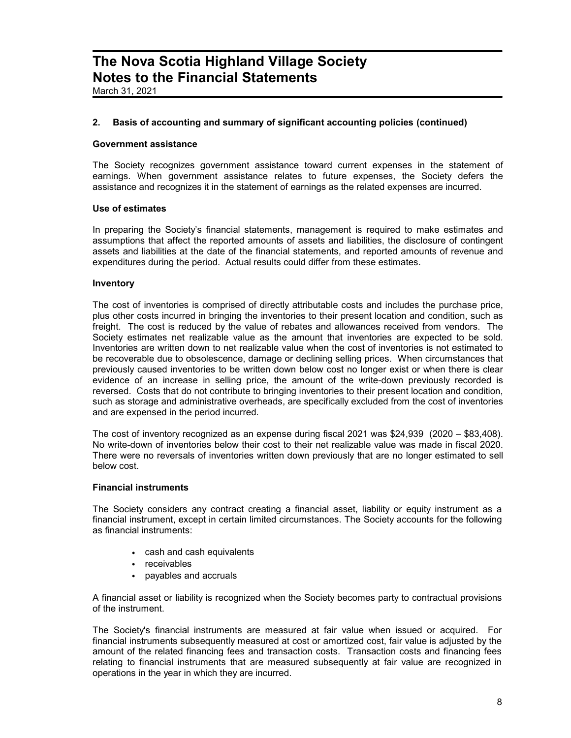## 2. Basis of accounting and summary of significant accounting policies (continued)

### Government assistance

The Society recognizes government assistance toward current expenses in the statement of earnings. When government assistance relates to future expenses, the Society defers the assistance and recognizes it in the statement of earnings as the related expenses are incurred.

### Use of estimates

In preparing the Society's financial statements, management is required to make estimates and assumptions that affect the reported amounts of assets and liabilities, the disclosure of contingent assets and liabilities at the date of the financial statements, and reported amounts of revenue and expenditures during the period. Actual results could differ from these estimates.

### Inventory

The cost of inventories is comprised of directly attributable costs and includes the purchase price, plus other costs incurred in bringing the inventories to their present location and condition, such as freight. The cost is reduced by the value of rebates and allowances received from vendors. The Society estimates net realizable value as the amount that inventories are expected to be sold. Inventories are written down to net realizable value when the cost of inventories is not estimated to be recoverable due to obsolescence, damage or declining selling prices. When circumstances that previously caused inventories to be written down below cost no longer exist or when there is clear evidence of an increase in selling price, the amount of the write-down previously recorded is reversed. Costs that do not contribute to bringing inventories to their present location and condition, such as storage and administrative overheads, are specifically excluded from the cost of inventories and are expensed in the period incurred.

The cost of inventory recognized as an expense during fiscal 2021 was $24,939 (2020 – $83,408). No write-down of inventories below their cost to their net realizable value was made in fiscal 2020. There were no reversals of inventories written down previously that are no longer estimated to sell below cost.

### Financial instruments

The Society considers any contract creating a financial asset, liability or equity instrument as a financial instrument, except in certain limited circumstances. The Society accounts for the following as financial instruments:

- cash and cash equivalents
- receivables
- payables and accruals

A financial asset or liability is recognized when the Society becomes party to contractual provisions of the instrument.

The Society's financial instruments are measured at fair value when issued or acquired. For financial instruments subsequently measured at cost or amortized cost, fair value is adjusted by the amount of the related financing fees and transaction costs. Transaction costs and financing fees relating to financial instruments that are measured subsequently at fair value are recognized in operations in the year in which they are incurred.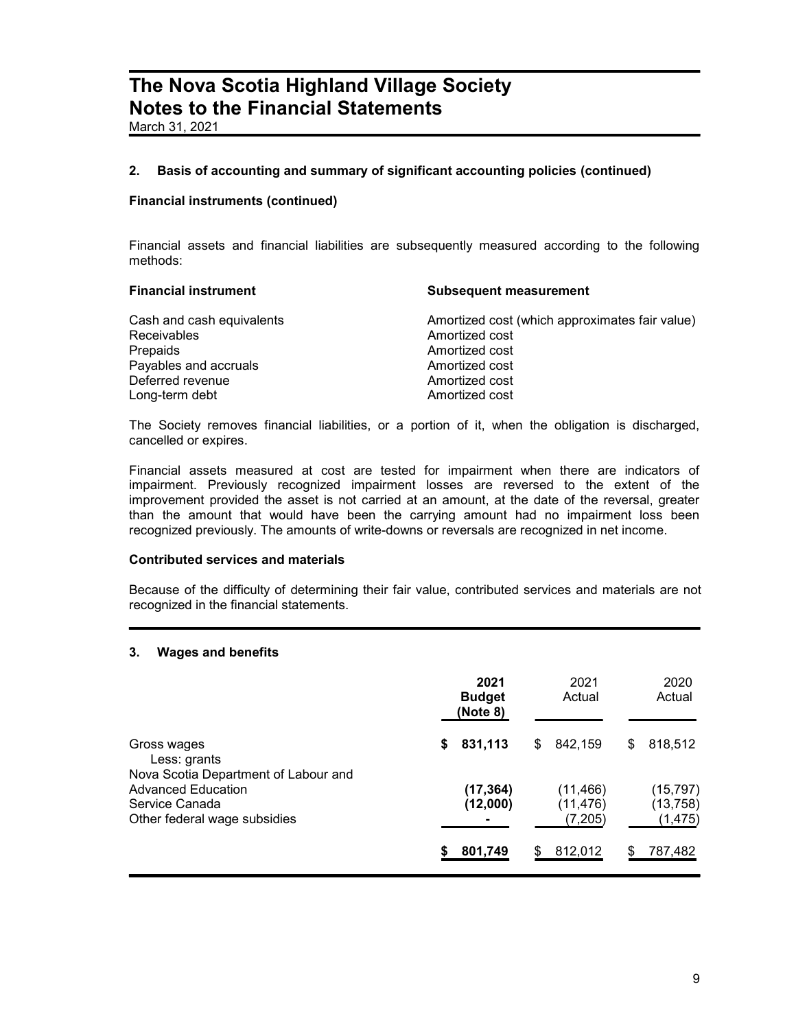## 2. Basis of accounting and summary of significant accounting policies (continued)

### Financial instruments (continued)

Financial assets and financial liabilities are subsequently measured according to the following methods:

| Financial instrument | Subsequent measurement |
|---|---|
| Cash and cash equivalents | Amortized cost (which approximates fair value) |
| Receivables | Amortized cost |
| Prepaids | Amortized cost |
| Payables and accruals | Amortized cost |
| Deferred revenue | Amortized cost |
| Long-term debt | Amortized cost |

The Society removes financial liabilities, or a portion of it, when the obligation is discharged, cancelled or expires.

Financial assets measured at cost are tested for impairment when there are indicators of impairment. Previously recognized impairment losses are reversed to the extent of the improvement provided the asset is not carried at an amount, at the date of the reversal, greater than the amount that would have been the carrying amount had no impairment loss been recognized previously. The amounts of write-downs or reversals are recognized in net income.

### Contributed services and materials

Because of the difficulty of determining their fair value, contributed services and materials are not recognized in the financial statements.

## 3. Wages and benefits

| | **2021 Budget (Note 8)** | 2021 Actual | 2020 Actual |
|---|---|---|---|
| Gross wages | **$ 831,113** | $ 842,159 | $ 818,512 |
| Less: grants | | | |
| Nova Scotia Department of Labour and Advanced Education | **(17,364)** | (11,466) | (15,797) |
| Service Canada | **(12,000)** | (11,476) | (13,758) |
| Other federal wage subsidies | **-** | (7,205) | (1,475) |
| | **$ 801,749** | $ 812,012 | $ 787,482 |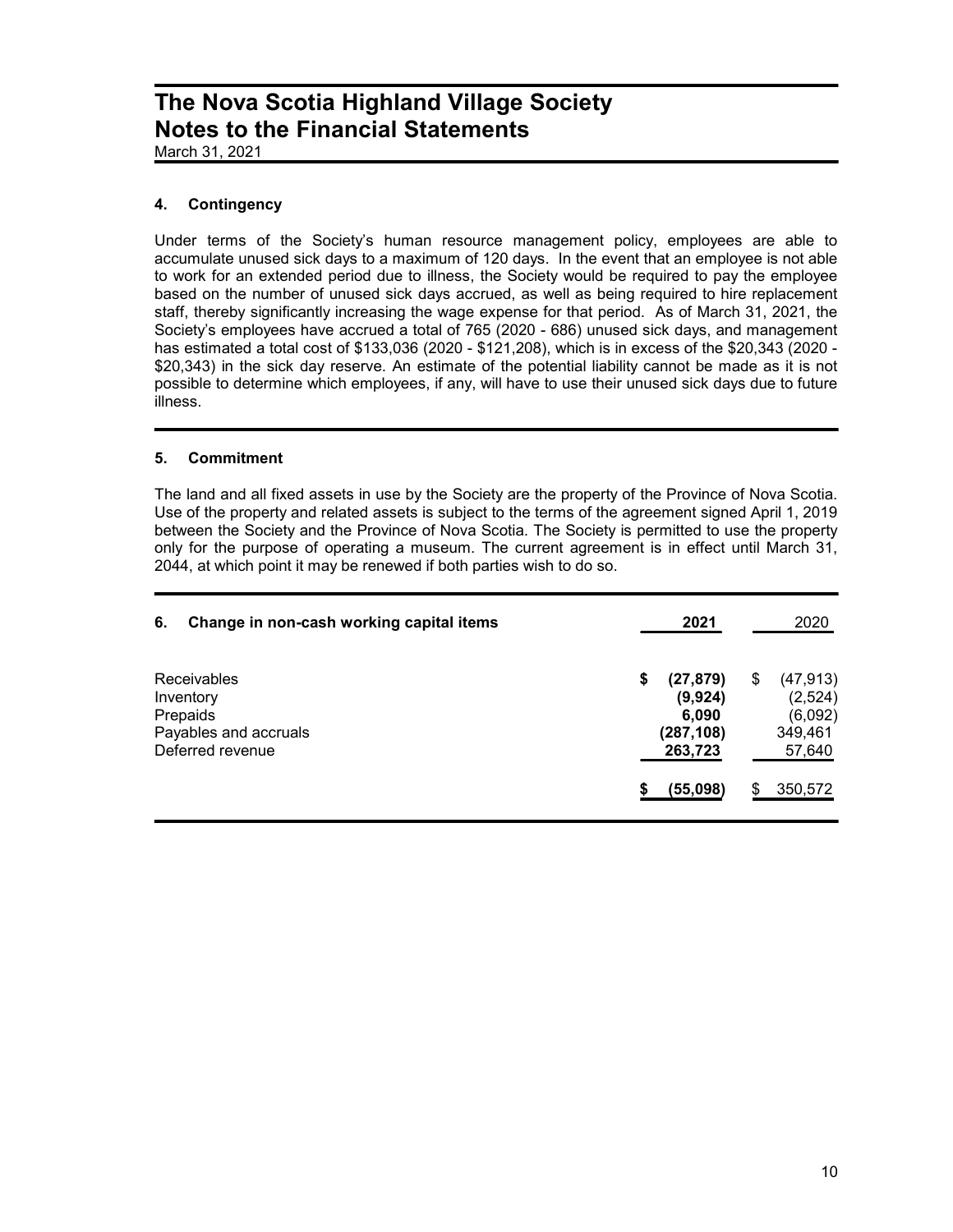# The Nova Scotia Highland Village Society
# Notes to the Financial Statements

March 31, 2021

## 4. Contingency

Under terms of the Society's human resource management policy, employees are able to accumulate unused sick days to a maximum of 120 days. In the event that an employee is not able to work for an extended period due to illness, the Society would be required to pay the employee based on the number of unused sick days accrued, as well as being required to hire replacement staff, thereby significantly increasing the wage expense for that period. As of March 31, 2021, the Society's employees have accrued a total of 765 (2020 - 686) unused sick days, and management has estimated a total cost of $133,036 (2020 - $121,208), which is in excess of the $20,343 (2020 - $20,343) in the sick day reserve. An estimate of the potential liability cannot be made as it is not possible to determine which employees, if any, will have to use their unused sick days due to future illness.

## 5. Commitment

The land and all fixed assets in use by the Society are the property of the Province of Nova Scotia. Use of the property and related assets is subject to the terms of the agreement signed April 1, 2019 between the Society and the Province of Nova Scotia. The Society is permitted to use the property only for the purpose of operating a museum. The current agreement is in effect until March 31, 2044, at which point it may be renewed if both parties wish to do so.

## 6. Change in non-cash working capital items

| | **2021** | 2020 |
|---|---|---|
| Receivables | **$ (27,879)** | $ (47,913) |
| Inventory | **(9,924)** | (2,524) |
| Prepaids | **6,090** | (6,092) |
| Payables and accruals | **(287,108)** | 349,461 |
| Deferred revenue | **263,723** | 57,640 |
| | **$ (55,098)** | $ 350,572 |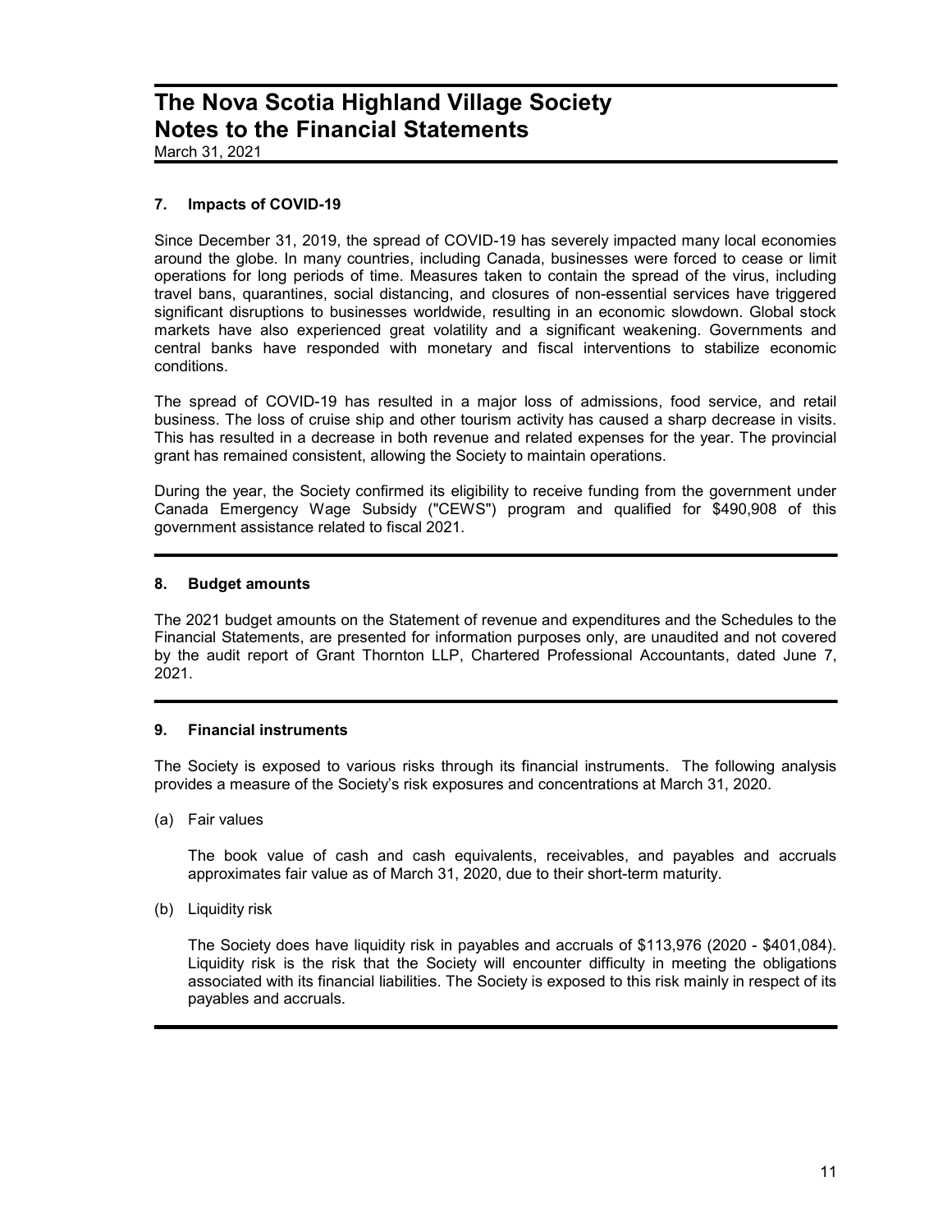# The Nova Scotia Highland Village Society
# Notes to the Financial Statements

March 31, 2021

## 7. Impacts of COVID-19

Since December 31, 2019, the spread of COVID-19 has severely impacted many local economies around the globe. In many countries, including Canada, businesses were forced to cease or limit operations for long periods of time. Measures taken to contain the spread of the virus, including travel bans, quarantines, social distancing, and closures of non-essential services have triggered significant disruptions to businesses worldwide, resulting in an economic slowdown. Global stock markets have also experienced great volatility and a significant weakening. Governments and central banks have responded with monetary and fiscal interventions to stabilize economic conditions.

The spread of COVID-19 has resulted in a major loss of admissions, food service, and retail business. The loss of cruise ship and other tourism activity has caused a sharp decrease in visits. This has resulted in a decrease in both revenue and related expenses for the year. The provincial grant has remained consistent, allowing the Society to maintain operations.

During the year, the Society confirmed its eligibility to receive funding from the government under Canada Emergency Wage Subsidy ("CEWS") program and qualified for $490,908 of this government assistance related to fiscal 2021.

## 8. Budget amounts

The 2021 budget amounts on the Statement of revenue and expenditures and the Schedules to the Financial Statements, are presented for information purposes only, are unaudited and not covered by the audit report of Grant Thornton LLP, Chartered Professional Accountants, dated June 7, 2021.

## 9. Financial instruments

The Society is exposed to various risks through its financial instruments. The following analysis provides a measure of the Society's risk exposures and concentrations at March 31, 2020.

(a) Fair values

The book value of cash and cash equivalents, receivables, and payables and accruals approximates fair value as of March 31, 2020, due to their short-term maturity.

(b) Liquidity risk

The Society does have liquidity risk in payables and accruals of $113,976 (2020 - $401,084). Liquidity risk is the risk that the Society will encounter difficulty in meeting the obligations associated with its financial liabilities. The Society is exposed to this risk mainly in respect of its payables and accruals.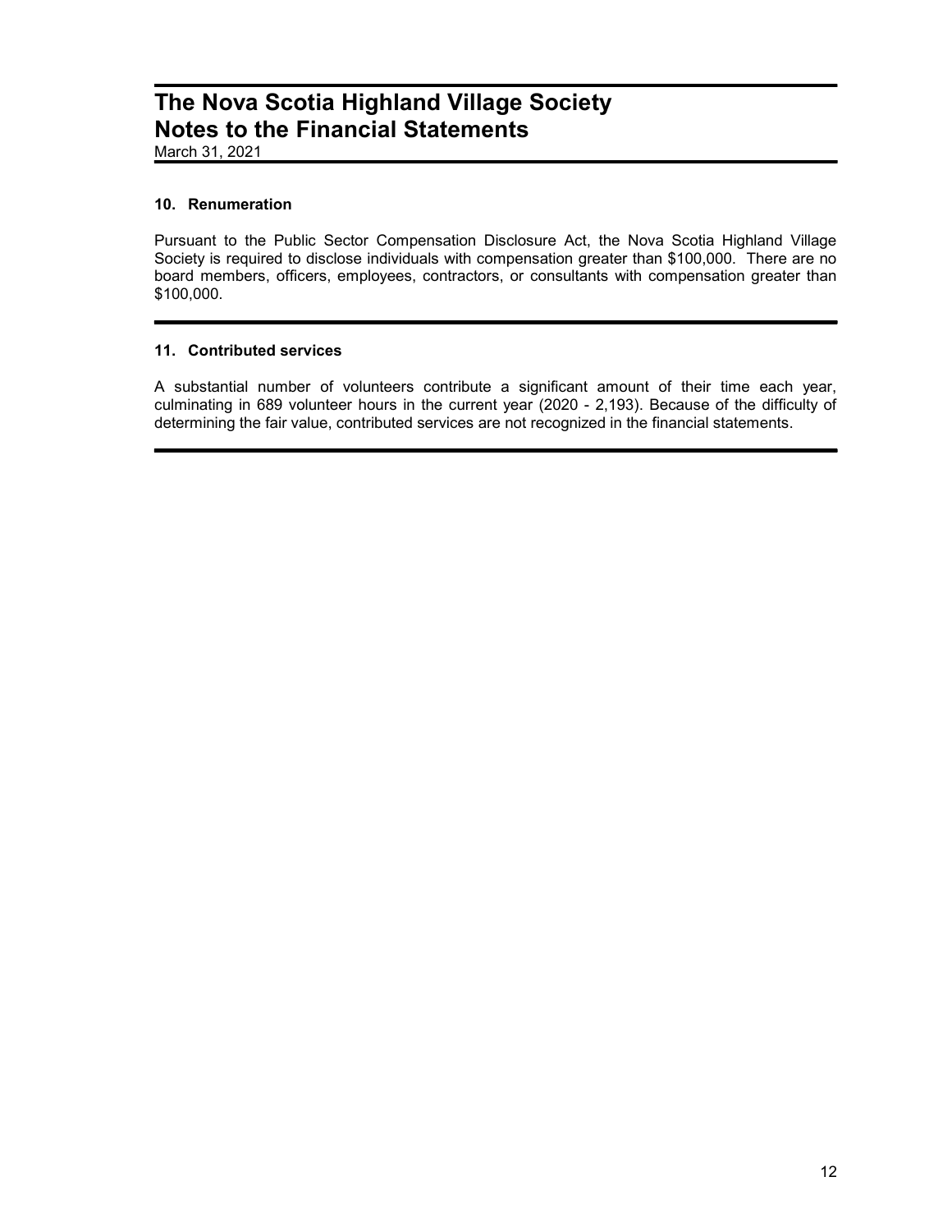# The Nova Scotia Highland Village Society
# Notes to the Financial Statements

March 31, 2021

### 10. Renumeration

Pursuant to the Public Sector Compensation Disclosure Act, the Nova Scotia Highland Village Society is required to disclose individuals with compensation greater than $100,000. There are no board members, officers, employees, contractors, or consultants with compensation greater than $100,000.

### 11. Contributed services

A substantial number of volunteers contribute a significant amount of their time each year, culminating in 689 volunteer hours in the current year (2020 - 2,193). Because of the difficulty of determining the fair value, contributed services are not recognized in the financial statements.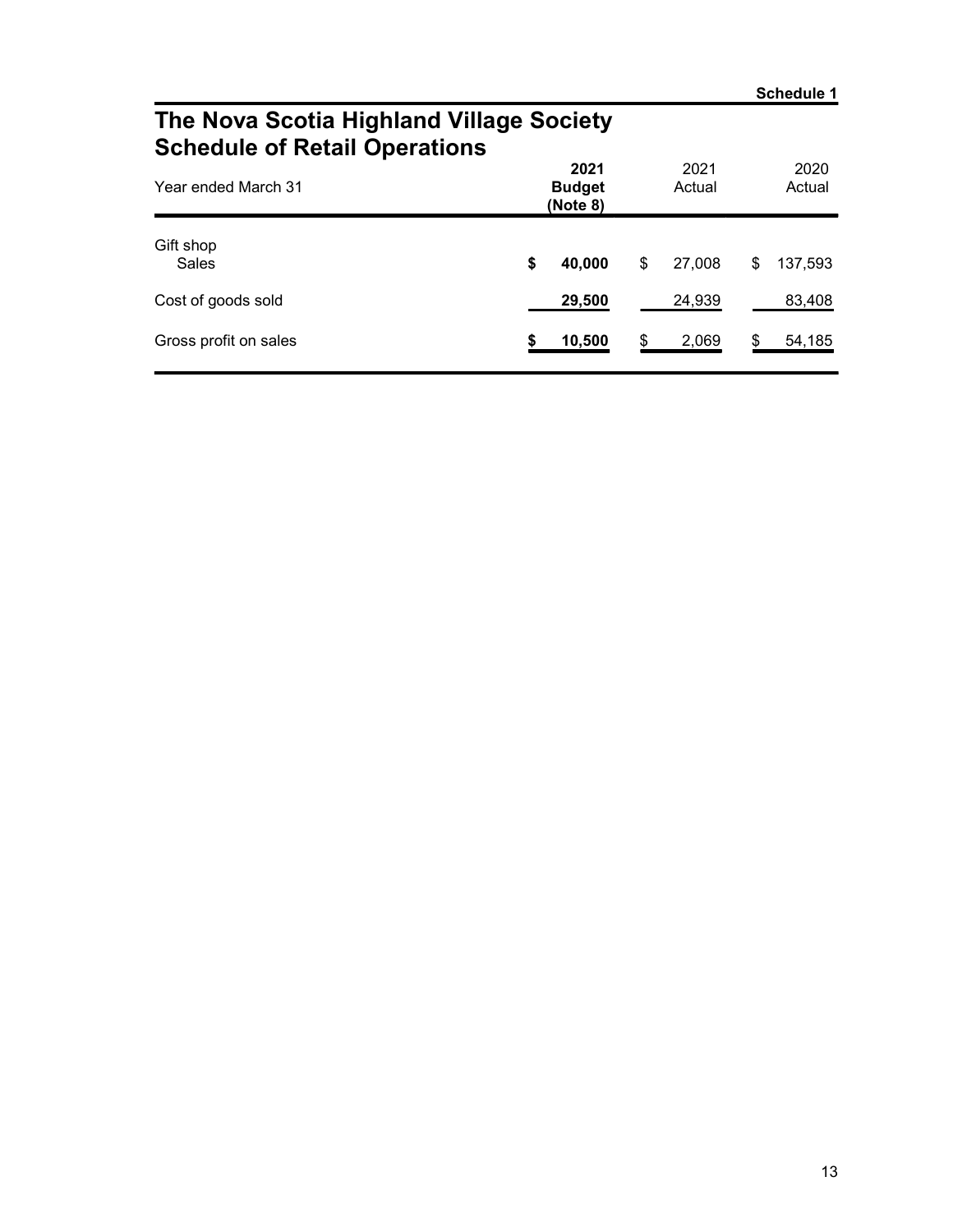**Schedule 1**

# The Nova Scotia Highland Village Society
## Schedule of Retail Operations

| Year ended March 31 | **2021 Budget (Note 8)** | 2021 Actual | 2020 Actual |
|---|---|---|---|
| Gift shop | | | |
| Sales | **$ 40,000** | $ 27,008 | $ 137,593 |
| Cost of goods sold | **29,500** | 24,939 | 83,408 |
| Gross profit on sales | **$ 10,500** | $ 2,069 | $ 54,185 |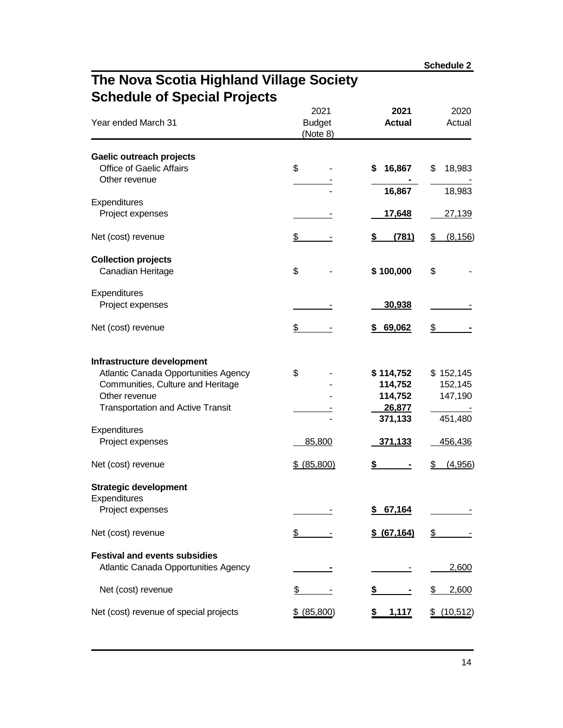Schedule 2

# The Nova Scotia Highland Village Society
# Schedule of Special Projects

| Year ended March 31 | 2021 Budget (Note 8) | **2021 Actual** | 2020 Actual |
|---|---|---|---|
| **Gaelic outreach projects** | | | |
| Office of Gaelic Affairs | $ - | **$ 16,867** | $ 18,983 |
| Other revenue | - | **-** | - |
| | - | **16,867** | 18,983 |
| Expenditures | | | |
| Project expenses | - | **17,648** | 27,139 |
| Net (cost) revenue | $ - | **$ (781)** | $ (8,156) |
| **Collection projects** | | | |
| Canadian Heritage | $ - | **$ 100,000** | $ - |
| Expenditures | | | |
| Project expenses | - | **30,938** | - |
| Net (cost) revenue | $ - | **$ 69,062** | $ - |
| **Infrastructure development** | | | |
| Atlantic Canada Opportunities Agency | $ - | **$ 114,752** | $ 152,145 |
| Communities, Culture and Heritage | - | **114,752** | 152,145 |
| Other revenue | - | **114,752** | 147,190 |
| Transportation and Active Transit | - | **26,877** | - |
| | - | **371,133** | 451,480 |
| Expenditures | | | |
| Project expenses | 85,800 | **371,133** | 456,436 |
| Net (cost) revenue | $ (85,800) | **$ -** | $ (4,956) |
| **Strategic development** | | | |
| Expenditures | | | |
| Project expenses | - | **$ 67,164** | - |
| Net (cost) revenue | $ - | **$ (67,164)** | $ - |
| **Festival and events subsidies** | | | |
| Atlantic Canada Opportunities Agency | **-** | - | 2,600 |
| Net (cost) revenue | $ - | **$ -** | $ 2,600 |
| Net (cost) revenue of special projects | $ (85,800) | **$ 1,117** | $ (10,512) |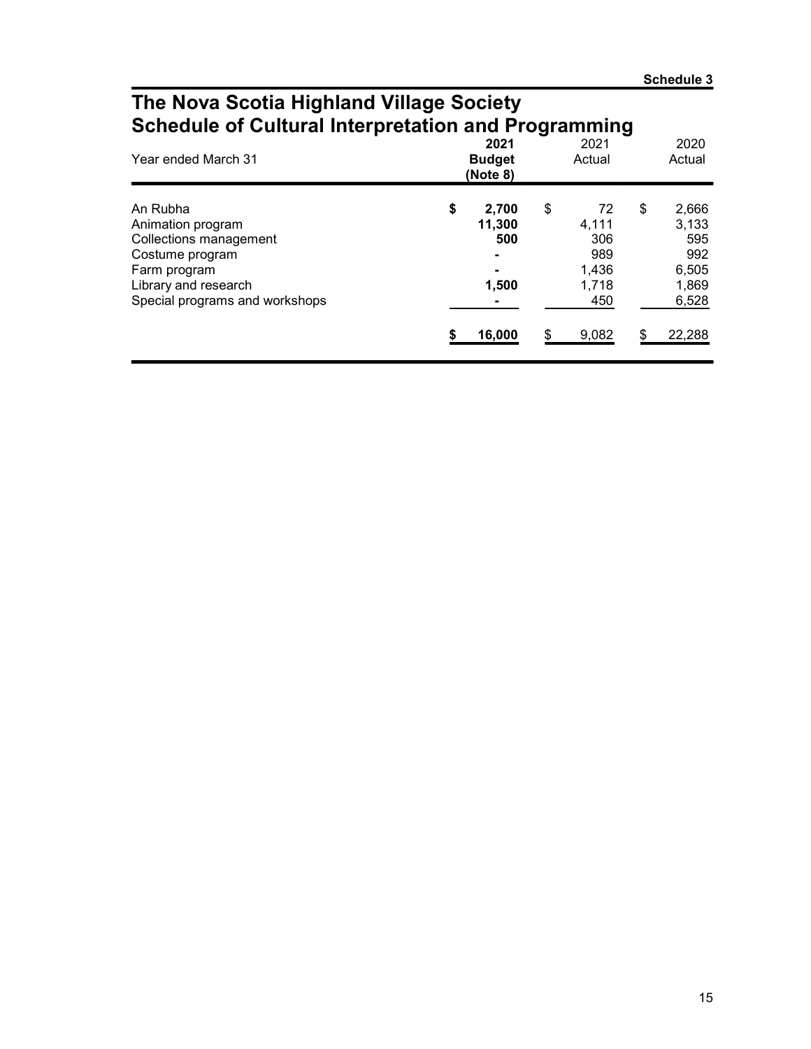**Schedule 3**

# The Nova Scotia Highland Village Society
## Schedule of Cultural Interpretation and Programming

| Year ended March 31 | **2021 Budget (Note 8)** | 2021 Actual | 2020 Actual |
|---|---|---|---|
| An Rubha | **$ 2,700** | $ 72 | $ 2,666 |
| Animation program | **11,300** | 4,111 | 3,133 |
| Collections management | **500** | 306 | 595 |
| Costume program | **-** | 989 | 992 |
| Farm program | **-** | 1,436 | 6,505 |
| Library and research | **1,500** | 1,718 | 1,869 |
| Special programs and workshops | **-** | 450 | 6,528 |
| | **$ 16,000** | $ 9,082 | $ 22,288 |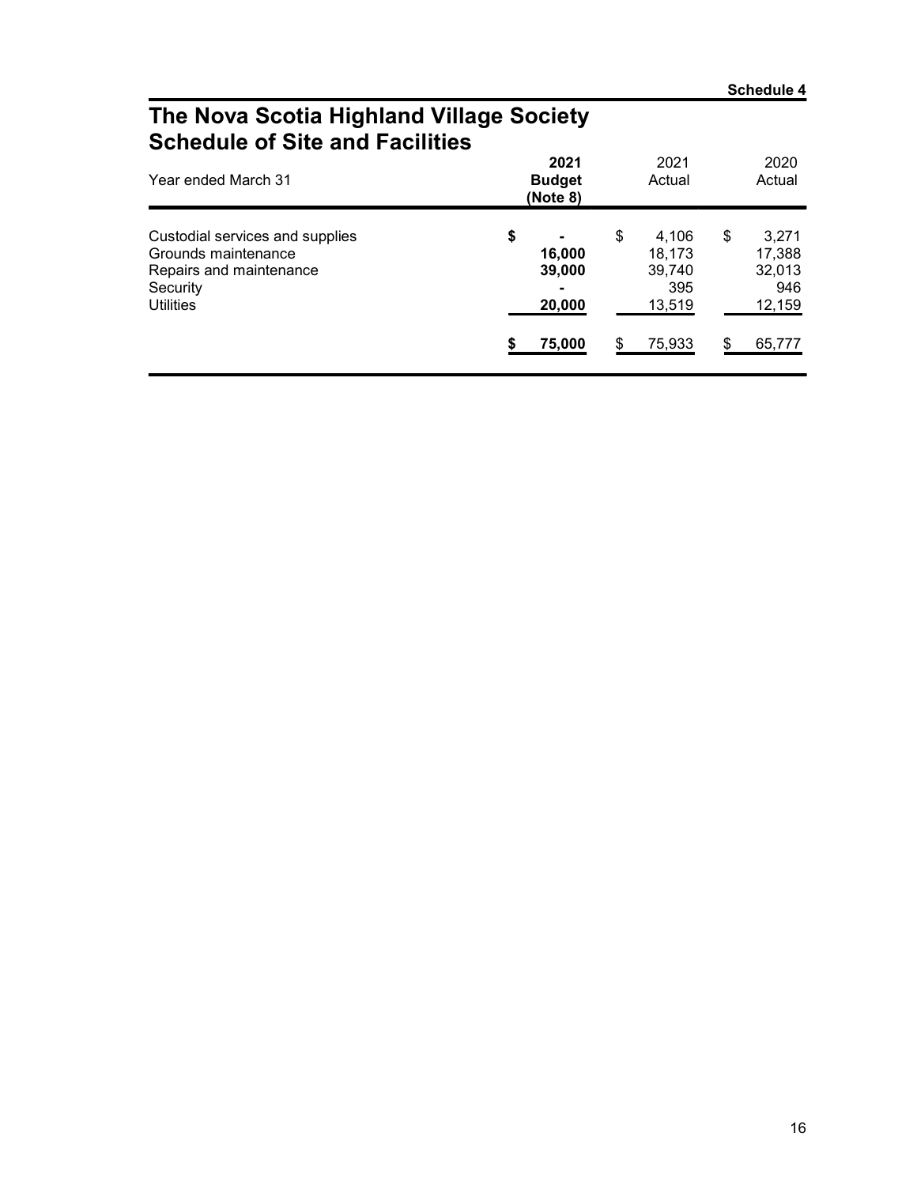**Schedule 4**

# The Nova Scotia Highland Village Society
## Schedule of Site and Facilities

| Year ended March 31 | **2021 Budget (Note 8)** | 2021 Actual | 2020 Actual |
|---|---|---|---|
| Custodial services and supplies | **$ -** | $ 4,106 | $ 3,271 |
| Grounds maintenance | **16,000** | 18,173 | 17,388 |
| Repairs and maintenance | **39,000** | 39,740 | 32,013 |
| Security | **-** | 395 | 946 |
| Utilities | **20,000** | 13,519 | 12,159 |
| | **$ 75,000** | $ 75,933 | $ 65,777 |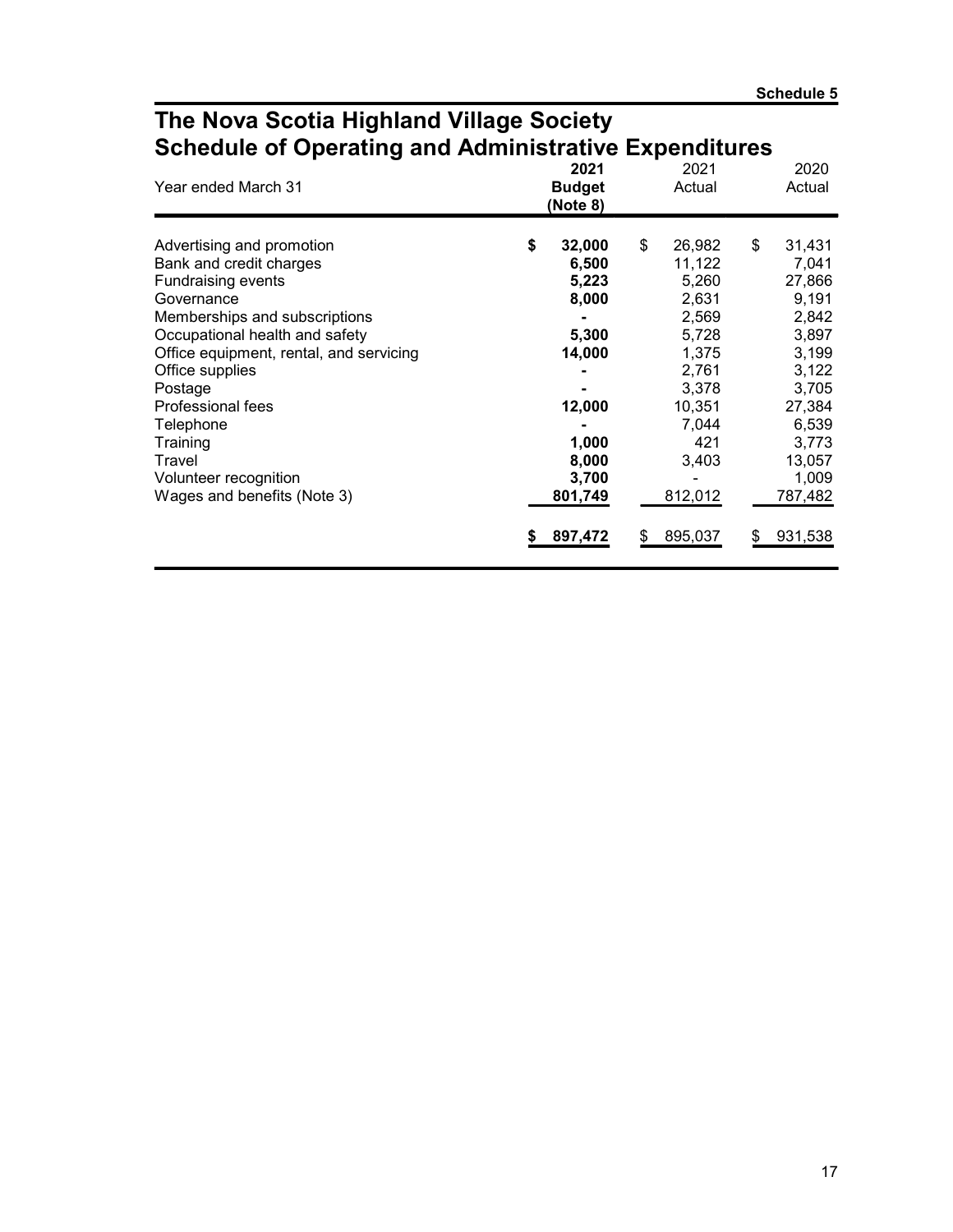Schedule 5

# The Nova Scotia Highland Village Society
## Schedule of Operating and Administrative Expenditures

| Year ended March 31 | 2021 Budget (Note 8) | 2021 Actual | 2020 Actual |
|---|---|---|---|
| Advertising and promotion | **$ 32,000** | $ 26,982 | $ 31,431 |
| Bank and credit charges | **6,500** | 11,122 | 7,041 |
| Fundraising events | **5,223** | 5,260 | 27,866 |
| Governance | **8,000** | 2,631 | 9,191 |
| Memberships and subscriptions | **-** | 2,569 | 2,842 |
| Occupational health and safety | **5,300** | 5,728 | 3,897 |
| Office equipment, rental, and servicing | **14,000** | 1,375 | 3,199 |
| Office supplies | **-** | 2,761 | 3,122 |
| Postage | **-** | 3,378 | 3,705 |
| Professional fees | **12,000** | 10,351 | 27,384 |
| Telephone | **-** | 7,044 | 6,539 |
| Training | **1,000** | 421 | 3,773 |
| Travel | **8,000** | 3,403 | 13,057 |
| Volunteer recognition | **3,700** | - | 1,009 |
| Wages and benefits (Note 3) | **801,749** | 812,012 | 787,482 |
| | **$ 897,472** | $ 895,037 | $ 931,538 |